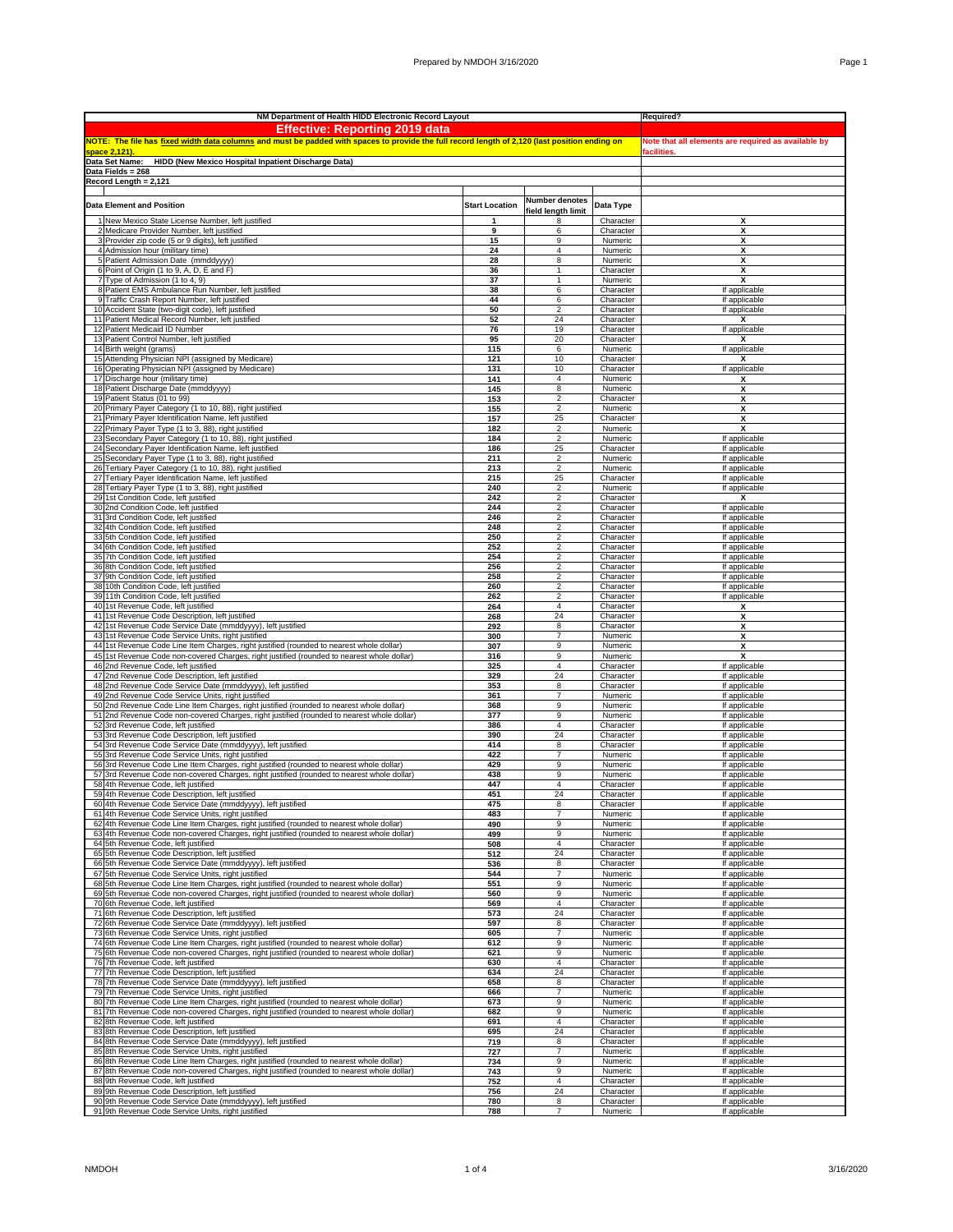| NM Department of Health HIDD Electronic Record Layout | | | | Required? |
|---|---|---|---|---|
| **Effective: Reporting 2019 data** | | | | |
| **NOTE: The file has fixed width data columns and must be padded with spaces to provide the full record length of 2,120 (last position ending on space 2,121).** | | | | **Note that all elements are required as available by facilities.** |
| **Data Set Name: HIDD (New Mexico Hospital Inpatient Discharge Data)** | | | | |
| **Data Fields = 268** | | | | |
| **Record Length = 2,121** | | | | |
| **Data Element and Position** | **Start Location** | **Number denotes field length limit** | **Data Type** | |
| 1 New Mexico State License Number, left justified | 1 | 8 | Character | X |
| 2 Medicare Provider Number, left justified | 9 | 6 | Character | X |
| 3 Provider zip code (5 or 9 digits), left justified | 15 | 9 | Numeric | X |
| 4 Admission hour (military time) | 24 | 4 | Numeric | X |
| 5 Patient Admission Date (mmddyyyy) | 28 | 8 | Numeric | X |
| 6 Point of Origin (1 to 9, A, D, E and F) | 36 | 1 | Character | X |
| 7 Type of Admission (1 to 4, 9) | 37 | 1 | Numeric | X |
| 8 Patient EMS Ambulance Run Number, left justified | 38 | 6 | Character | If applicable |
| 9 Traffic Crash Report Number, left justified | 44 | 6 | Character | If applicable |
| 10 Accident State (two-digit code), left justified | 50 | 2 | Character | If applicable |
| 11 Patient Medical Record Number, left justified | 52 | 24 | Character | X |
| 12 Patient Medicaid ID Number | 76 | 19 | Character | If applicable |
| 13 Patient Control Number, left justified | 95 | 20 | Character | X |
| 14 Birth weight (grams) | 115 | 6 | Numeric | If applicable |
| 15 Attending Physician NPI (assigned by Medicare) | 121 | 10 | Character | X |
| 16 Operating Physician NPI (assigned by Medicare) | 131 | 10 | Character | If applicable |
| 17 Discharge hour (military time) | 141 | 4 | Numeric | X |
| 18 Patient Discharge Date (mmddyyyy) | 145 | 8 | Numeric | X |
| 19 Patient Status (01 to 99) | 153 | 2 | Character | X |
| 20 Primary Payer Category (1 to 10, 88), right justified | 155 | 2 | Numeric | X |
| 21 Primary Payer Identification Name, left justified | 157 | 25 | Character | X |
| 22 Primary Payer Type (1 to 3, 88), right justified | 182 | 2 | Numeric | X |
| 23 Secondary Payer Category (1 to 10, 88), right justified | 184 | 2 | Numeric | If applicable |
| 24 Secondary Payer Identification Name, left justified | 186 | 25 | Character | If applicable |
| 25 Secondary Payer Type (1 to 3, 88), right justified | 211 | 2 | Numeric | If applicable |
| 26 Tertiary Payer Category (1 to 10, 88), right justified | 213 | 2 | Numeric | If applicable |
| 27 Tertiary Payer Identification Name, left justified | 215 | 25 | Character | If applicable |
| 28 Tertiary Payer Type (1 to 3, 88), right justified | 240 | 2 | Numeric | If applicable |
| 29 1st Condition Code, left justified | 242 | 2 | Character | X |
| 30 2nd Condition Code, left justified | 244 | 2 | Character | If applicable |
| 31 3rd Condition Code, left justified | 246 | 2 | Character | If applicable |
| 32 4th Condition Code, left justified | 248 | 2 | Character | If applicable |
| 33 5th Condition Code, left justified | 250 | 2 | Character | If applicable |
| 34 6th Condition Code, left justified | 252 | 2 | Character | If applicable |
| 35 7th Condition Code, left justified | 254 | 2 | Character | If applicable |
| 36 8th Condition Code, left justified | 256 | 2 | Character | If applicable |
| 37 9th Condition Code, left justified | 258 | 2 | Character | If applicable |
| 38 10th Condition Code, left justified | 260 | 2 | Character | If applicable |
| 39 11th Condition Code, left justified | 262 | 2 | Character | If applicable |
| 40 1st Revenue Code, left justified | 264 | 4 | Character | X |
| 41 1st Revenue Code Description, left justified | 268 | 24 | Character | X |
| 42 1st Revenue Code Service Date (mmddyyyy), left justified | 292 | 8 | Character | X |
| 43 1st Revenue Code Service Units, right justified | 300 | 7 | Numeric | X |
| 44 1st Revenue Code Line Item Charges, right justified (rounded to nearest whole dollar) | 307 | 9 | Numeric | X |
| 45 1st Revenue Code non-covered Charges, right justified (rounded to nearest whole dollar) | 316 | 9 | Numeric | X |
| 46 2nd Revenue Code, left justified | 325 | 4 | Character | If applicable |
| 47 2nd Revenue Code Description, left justified | 329 | 24 | Character | If applicable |
| 48 2nd Revenue Code Service Date (mmddyyyy), left justified | 353 | 8 | Character | If applicable |
| 49 2nd Revenue Code Service Units, right justified | 361 | 7 | Numeric | If applicable |
| 50 2nd Revenue Code Line Item Charges, right justified (rounded to nearest whole dollar) | 368 | 9 | Numeric | If applicable |
| 51 2nd Revenue Code non-covered Charges, right justified (rounded to nearest whole dollar) | 377 | 9 | Numeric | If applicable |
| 52 3rd Revenue Code, left justified | 386 | 4 | Character | If applicable |
| 53 3rd Revenue Code Description, left justified | 390 | 24 | Character | If applicable |
| 54 3rd Revenue Code Service Date (mmddyyyy), left justified | 414 | 8 | Character | If applicable |
| 55 3rd Revenue Code Service Units, right justified | 422 | 7 | Numeric | If applicable |
| 56 3rd Revenue Code Line Item Charges, right justified (rounded to nearest whole dollar) | 429 | 9 | Numeric | If applicable |
| 57 3rd Revenue Code non-covered Charges, right justified (rounded to nearest whole dollar) | 438 | 9 | Numeric | If applicable |
| 58 4th Revenue Code, left justified | 447 | 4 | Character | If applicable |
| 59 4th Revenue Code Description, left justified | 451 | 24 | Character | If applicable |
| 60 4th Revenue Code Service Date (mmddyyyy), left justified | 475 | 8 | Character | If applicable |
| 61 4th Revenue Code Service Units, right justified | 483 | 7 | Numeric | If applicable |
| 62 4th Revenue Code Line Item Charges, right justified (rounded to nearest whole dollar) | 490 | 9 | Numeric | If applicable |
| 63 4th Revenue Code non-covered Charges, right justified (rounded to nearest whole dollar) | 499 | 9 | Numeric | If applicable |
| 64 5th Revenue Code, left justified | 508 | 4 | Character | If applicable |
| 65 5th Revenue Code Description, left justified | 512 | 24 | Character | If applicable |
| 66 5th Revenue Code Service Date (mmddyyyy), left justified | 536 | 8 | Character | If applicable |
| 67 5th Revenue Code Service Units, right justified | 544 | 7 | Numeric | If applicable |
| 68 5th Revenue Code Line Item Charges, right justified (rounded to nearest whole dollar) | 551 | 9 | Numeric | If applicable |
| 69 5th Revenue Code non-covered Charges, right justified (rounded to nearest whole dollar) | 560 | 9 | Numeric | If applicable |
| 70 6th Revenue Code, left justified | 569 | 4 | Character | If applicable |
| 71 6th Revenue Code Description, left justified | 573 | 24 | Character | If applicable |
| 72 6th Revenue Code Service Date (mmddyyyy), left justified | 597 | 8 | Character | If applicable |
| 73 6th Revenue Code Service Units, right justified | 605 | 7 | Numeric | If applicable |
| 74 6th Revenue Code Line Item Charges, right justified (rounded to nearest whole dollar) | 612 | 9 | Numeric | If applicable |
| 75 6th Revenue Code non-covered Charges, right justified (rounded to nearest whole dollar) | 621 | 9 | Numeric | If applicable |
| 76 7th Revenue Code, left justified | 630 | 4 | Character | If applicable |
| 77 7th Revenue Code Description, left justified | 634 | 24 | Character | If applicable |
| 78 7th Revenue Code Service Date (mmddyyyy), left justified | 658 | 8 | Character | If applicable |
| 79 7th Revenue Code Service Units, right justified | 666 | 7 | Numeric | If applicable |
| 80 7th Revenue Code Line Item Charges, right justified (rounded to nearest whole dollar) | 673 | 9 | Numeric | If applicable |
| 81 7th Revenue Code non-covered Charges, right justified (rounded to nearest whole dollar) | 682 | 9 | Numeric | If applicable |
| 82 8th Revenue Code, left justified | 691 | 4 | Character | If applicable |
| 83 8th Revenue Code Description, left justified | 695 | 24 | Character | If applicable |
| 84 8th Revenue Code Service Date (mmddyyyy), left justified | 719 | 8 | Character | If applicable |
| 85 8th Revenue Code Service Units, right justified | 727 | 7 | Numeric | If applicable |
| 86 8th Revenue Code Line Item Charges, right justified (rounded to nearest whole dollar) | 734 | 9 | Numeric | If applicable |
| 87 8th Revenue Code non-covered Charges, right justified (rounded to nearest whole dollar) | 743 | 9 | Numeric | If applicable |
| 88 9th Revenue Code, left justified | 752 | 4 | Character | If applicable |
| 89 9th Revenue Code Description, left justified | 756 | 24 | Character | If applicable |
| 90 9th Revenue Code Service Date (mmddyyyy), left justified | 780 | 8 | Character | If applicable |
| 91 9th Revenue Code Service Units, right justified | 788 | 7 | Numeric | If applicable |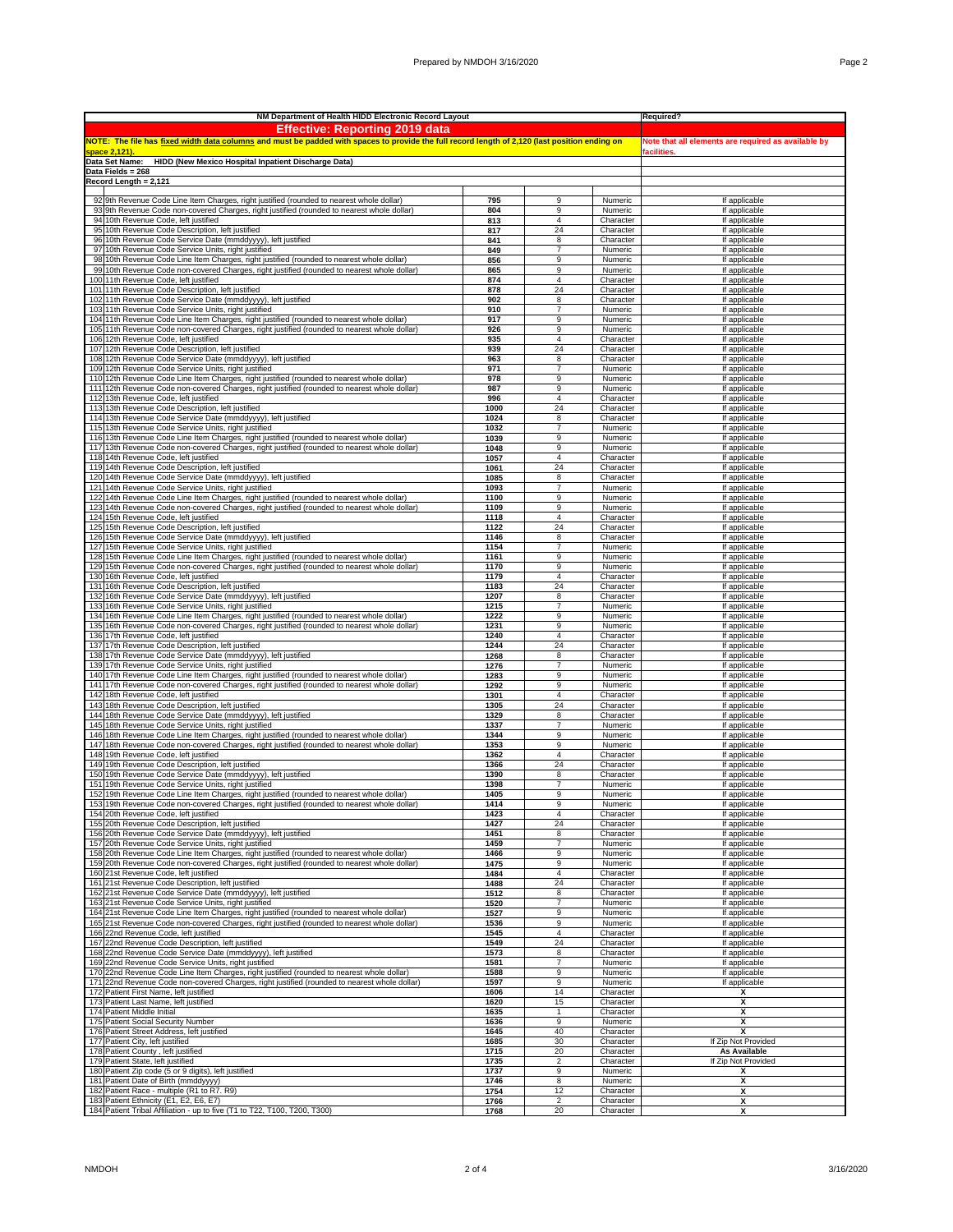| NM Department of Health HIDD Electronic Record Layout | | | | | Required? |
|---|---|---|---|---|---|
| **Effective: Reporting 2019 data** | | | | | |
| **NOTE: The file has fixed width data columns and must be padded with spaces to provide the full record length of 2,120 (last position ending on space 2,121).** | | | | | **Note that all elements are required as available by facilities.** |
| **Data Set Name: HIDD (New Mexico Hospital Inpatient Discharge Data)** | | | | | |
| **Data Fields = 268** | | | | | |
| **Record Length = 2,121** | | | | | |
| 92 | 9th Revenue Code Line Item Charges, right justified (rounded to nearest whole dollar) | 795 | 9 | Numeric | If applicable |
| 93 | 9th Revenue Code non-covered Charges, right justified (rounded to nearest whole dollar) | 804 | 9 | Numeric | If applicable |
| 94 | 10th Revenue Code, left justified | 813 | 4 | Character | If applicable |
| 95 | 10th Revenue Code Description, left justified | 817 | 24 | Character | If applicable |
| 96 | 10th Revenue Code Service Date (mmddyyyy), left justified | 841 | 8 | Character | If applicable |
| 97 | 10th Revenue Code Service Units, right justified | 849 | 7 | Numeric | If applicable |
| 98 | 10th Revenue Code Line Item Charges, right justified (rounded to nearest whole dollar) | 856 | 9 | Numeric | If applicable |
| 99 | 10th Revenue Code non-covered Charges, right justified (rounded to nearest whole dollar) | 865 | 9 | Numeric | If applicable |
| 100 | 11th Revenue Code, left justified | 874 | 4 | Character | If applicable |
| 101 | 11th Revenue Code Description, left justified | 878 | 24 | Character | If applicable |
| 102 | 11th Revenue Code Service Date (mmddyyyy), left justified | 902 | 8 | Character | If applicable |
| 103 | 11th Revenue Code Service Units, right justified | 910 | 7 | Numeric | If applicable |
| 104 | 11th Revenue Code Line Item Charges, right justified (rounded to nearest whole dollar) | 917 | 9 | Numeric | If applicable |
| 105 | 11th Revenue Code non-covered Charges, right justified (rounded to nearest whole dollar) | 926 | 9 | Numeric | If applicable |
| 106 | 12th Revenue Code, left justified | 935 | 4 | Character | If applicable |
| 107 | 12th Revenue Code Description, left justified | 939 | 24 | Character | If applicable |
| 108 | 12th Revenue Code Service Date (mmddyyyy), left justified | 963 | 8 | Character | If applicable |
| 109 | 12th Revenue Code Service Units, right justified | 971 | 7 | Numeric | If applicable |
| 110 | 12th Revenue Code Line Item Charges, right justified (rounded to nearest whole dollar) | 978 | 9 | Numeric | If applicable |
| 111 | 12th Revenue Code non-covered Charges, right justified (rounded to nearest whole dollar) | 987 | 9 | Numeric | If applicable |
| 112 | 13th Revenue Code, left justified | 996 | 4 | Character | If applicable |
| 113 | 13th Revenue Code Description, left justified | 1000 | 24 | Character | If applicable |
| 114 | 13th Revenue Code Service Date (mmddyyyy), left justified | 1024 | 8 | Character | If applicable |
| 115 | 13th Revenue Code Service Units, right justified | 1032 | 7 | Numeric | If applicable |
| 116 | 13th Revenue Code Line Item Charges, right justified (rounded to nearest whole dollar) | 1039 | 9 | Numeric | If applicable |
| 117 | 13th Revenue Code non-covered Charges, right justified (rounded to nearest whole dollar) | 1048 | 9 | Numeric | If applicable |
| 118 | 14th Revenue Code, left justified | 1057 | 4 | Character | If applicable |
| 119 | 14th Revenue Code Description, left justified | 1061 | 24 | Character | If applicable |
| 120 | 14th Revenue Code Service Date (mmddyyyy), left justified | 1085 | 8 | Character | If applicable |
| 121 | 14th Revenue Code Service Units, right justified | 1093 | 7 | Numeric | If applicable |
| 122 | 14th Revenue Code Line Item Charges, right justified (rounded to nearest whole dollar) | 1100 | 9 | Numeric | If applicable |
| 123 | 14th Revenue Code non-covered Charges, right justified (rounded to nearest whole dollar) | 1109 | 9 | Numeric | If applicable |
| 124 | 15th Revenue Code, left justified | 1118 | 4 | Character | If applicable |
| 125 | 15th Revenue Code Description, left justified | 1122 | 24 | Character | If applicable |
| 126 | 15th Revenue Code Service Date (mmddyyyy), left justified | 1146 | 8 | Character | If applicable |
| 127 | 15th Revenue Code Service Units, right justified | 1154 | 7 | Numeric | If applicable |
| 128 | 15th Revenue Code Line Item Charges, right justified (rounded to nearest whole dollar) | 1161 | 9 | Numeric | If applicable |
| 129 | 15th Revenue Code non-covered Charges, right justified (rounded to nearest whole dollar) | 1170 | 9 | Numeric | If applicable |
| 130 | 16th Revenue Code, left justified | 1179 | 4 | Character | If applicable |
| 131 | 16th Revenue Code Description, left justified | 1183 | 24 | Character | If applicable |
| 132 | 16th Revenue Code Service Date (mmddyyyy), left justified | 1207 | 8 | Character | If applicable |
| 133 | 16th Revenue Code Service Units, right justified | 1215 | 7 | Numeric | If applicable |
| 134 | 16th Revenue Code Line Item Charges, right justified (rounded to nearest whole dollar) | 1222 | 9 | Numeric | If applicable |
| 135 | 16th Revenue Code non-covered Charges, right justified (rounded to nearest whole dollar) | 1231 | 9 | Numeric | If applicable |
| 136 | 17th Revenue Code, left justified | 1240 | 4 | Character | If applicable |
| 137 | 17th Revenue Code Description, left justified | 1244 | 24 | Character | If applicable |
| 138 | 17th Revenue Code Service Date (mmddyyyy), left justified | 1268 | 8 | Character | If applicable |
| 139 | 17th Revenue Code Service Units, right justified | 1276 | 7 | Numeric | If applicable |
| 140 | 17th Revenue Code Line Item Charges, right justified (rounded to nearest whole dollar) | 1283 | 9 | Numeric | If applicable |
| 141 | 17th Revenue Code non-covered Charges, right justified (rounded to nearest whole dollar) | 1292 | 9 | Numeric | If applicable |
| 142 | 18th Revenue Code, left justified | 1301 | 4 | Character | If applicable |
| 143 | 18th Revenue Code Description, left justified | 1305 | 24 | Character | If applicable |
| 144 | 18th Revenue Code Service Date (mmddyyyy), left justified | 1329 | 8 | Character | If applicable |
| 145 | 18th Revenue Code Service Units, right justified | 1337 | 7 | Numeric | If applicable |
| 146 | 18th Revenue Code Line Item Charges, right justified (rounded to nearest whole dollar) | 1344 | 9 | Numeric | If applicable |
| 147 | 18th Revenue Code non-covered Charges, right justified (rounded to nearest whole dollar) | 1353 | 9 | Numeric | If applicable |
| 148 | 19th Revenue Code, left justified | 1362 | 4 | Character | If applicable |
| 149 | 19th Revenue Code Description, left justified | 1366 | 24 | Character | If applicable |
| 150 | 19th Revenue Code Service Date (mmddyyyy), left justified | 1390 | 8 | Character | If applicable |
| 151 | 19th Revenue Code Service Units, right justified | 1398 | 7 | Numeric | If applicable |
| 152 | 19th Revenue Code Line Item Charges, right justified (rounded to nearest whole dollar) | 1405 | 9 | Numeric | If applicable |
| 153 | 19th Revenue Code non-covered Charges, right justified (rounded to nearest whole dollar) | 1414 | 9 | Numeric | If applicable |
| 154 | 20th Revenue Code, left justified | 1423 | 4 | Character | If applicable |
| 155 | 20th Revenue Code Description, left justified | 1427 | 24 | Character | If applicable |
| 156 | 20th Revenue Code Service Date (mmddyyyy), left justified | 1451 | 8 | Character | If applicable |
| 157 | 20th Revenue Code Service Units, right justified | 1459 | 7 | Numeric | If applicable |
| 158 | 20th Revenue Code Line Item Charges, right justified (rounded to nearest whole dollar) | 1466 | 9 | Numeric | If applicable |
| 159 | 20th Revenue Code non-covered Charges, right justified (rounded to nearest whole dollar) | 1475 | 9 | Numeric | If applicable |
| 160 | 21st Revenue Code, left justified | 1484 | 4 | Character | If applicable |
| 161 | 21st Revenue Code Description, left justified | 1488 | 24 | Character | If applicable |
| 162 | 21st Revenue Code Service Date (mmddyyyy), left justified | 1512 | 8 | Character | If applicable |
| 163 | 21st Revenue Code Service Units, right justified | 1520 | 7 | Numeric | If applicable |
| 164 | 21st Revenue Code Line Item Charges, right justified (rounded to nearest whole dollar) | 1527 | 9 | Numeric | If applicable |
| 165 | 21st Revenue Code non-covered Charges, right justified (rounded to nearest whole dollar) | 1536 | 9 | Numeric | If applicable |
| 166 | 22nd Revenue Code, left justified | 1545 | 4 | Character | If applicable |
| 167 | 22nd Revenue Code Description, left justified | 1549 | 24 | Character | If applicable |
| 168 | 22nd Revenue Code Service Date (mmddyyyy), left justified | 1573 | 8 | Character | If applicable |
| 169 | 22nd Revenue Code Service Units, right justified | 1581 | 7 | Numeric | If applicable |
| 170 | 22nd Revenue Code Line Item Charges, right justified (rounded to nearest whole dollar) | 1588 | 9 | Numeric | If applicable |
| 171 | 22nd Revenue Code non-covered Charges, right justified (rounded to nearest whole dollar) | 1597 | 9 | Numeric | If applicable |
| 172 | Patient First Name, left justified | 1606 | 14 | Character | X |
| 173 | Patient Last Name, left justified | 1620 | 15 | Character | X |
| 174 | Patient Middle Initial | 1635 | 1 | Character | X |
| 175 | Patient Social Security Number | 1636 | 9 | Numeric | X |
| 176 | Patient Street Address, left justified | 1645 | 40 | Character | X |
| 177 | Patient City, left justified | 1685 | 30 | Character | If Zip Not Provided |
| 178 | Patient County , left justified | 1715 | 20 | Character | **As Available** |
| 179 | Patient State, left justified | 1735 | 2 | Character | If Zip Not Provided |
| 180 | Patient Zip code (5 or 9 digits), left justified | 1737 | 9 | Numeric | X |
| 181 | Patient Date of Birth (mmddyyyy) | 1746 | 8 | Numeric | X |
| 182 | Patient Race - multiple (R1 to R7, R9) | 1754 | 12 | Character | X |
| 183 | Patient Ethnicity (E1, E2, E6, E7) | 1766 | 2 | Character | X |
| 184 | Patient Tribal Affiliation - up to five (T1 to T22, T100, T200, T300) | 1768 | 20 | Character | X |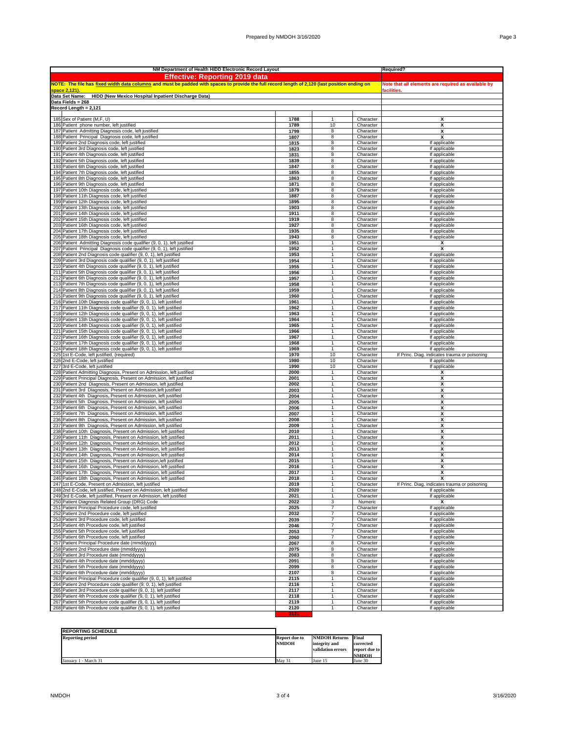| NM Department of Health HIDD Electronic Record Layout | | | | Required? |
|---|---|---|---|---|
| **Effective: Reporting 2019 data** | | | | |
| NOTE: The file has fixed width data columns and must be padded with spaces to provide the full record length of 2,120 (last position ending on space 2,121). | | | | Note that all elements are required as available by facilities. |
| Data Set Name: HIDD (New Mexico Hospital Inpatient Discharge Data) | | | | |
| Data Fields = 268 | | | | |
| Record Length = 2,121 | | | | |
| 185 Sex of Patient (M,F, U) | 1788 | 1 | Character | X |
| 186 Patient phone number, left justified | 1789 | 10 | Character | X |
| 187 Patient Admitting Diagnosis code, left justified | 1799 | 8 | Character | X |
| 188 Patient Principal Diagnosis code, left justified | 1807 | 8 | Character | X |
| 189 Patient 2nd Diagnosis code, left justified | 1815 | 8 | Character | If applicable |
| 190 Patient 3rd Diagnosis code, left justified | 1823 | 8 | Character | If applicable |
| 191 Patient 4th Diagnosis code, left justified | 1831 | 8 | Character | If applicable |
| 192 Patient 5th Diagnosis code, left justified | 1839 | 8 | Character | If applicable |
| 193 Patient 6th Diagnosis code, left justified | 1847 | 8 | Character | If applicable |
| 194 Patient 7th Diagnosis code, left justified | 1855 | 8 | Character | If applicable |
| 195 Patient 8th Diagnosis code, left justified | 1863 | 8 | Character | If applicable |
| 196 Patient 9th Diagnosis code, left justified | 1871 | 8 | Character | If applicable |
| 197 Patient 10th Diagnosis code, left justified | 1879 | 8 | Character | If applicable |
| 198 Patient 11th Diagnosis code, left justified | 1887 | 8 | Character | If applicable |
| 199 Patient 12th Diagnosis code, left justified | 1895 | 8 | Character | If applicable |
| 200 Patient 13th Diagnosis code, left justified | 1903 | 8 | Character | If applicable |
| 201 Patient 14th Diagnosis code, left justified | 1911 | 8 | Character | If applicable |
| 202 Patient 15th Diagnosis code, left justified | 1919 | 8 | Character | If applicable |
| 203 Patient 16th Diagnosis code, left justified | 1927 | 8 | Character | If applicable |
| 204 Patient 17th Diagnosis code, left justified | 1935 | 8 | Character | If applicable |
| 205 Patient 18th Diagnosis code, left justified | 1943 | 8 | Character | If applicable |
| 206 Patient Admitting Diagnosis code qualifier (9, 0, 1), left justified | 1951 | 1 | Character | X |
| 207 Patient Principal Diagnosis code qualifier (9, 0, 1), left justified | 1952 | 1 | Character | X |
| 208 Patient 2nd Diagnosis code qualifier (9, 0, 1), left justified | 1953 | 1 | Character | If applicable |
| 209 Patient 3rd Diagnosis code qualifier (9, 0, 1), left justified | 1954 | 1 | Character | If applicable |
| 210 Patient 4th Diagnosis code qualifier (9, 0, 1), left justified | 1955 | 1 | Character | If applicable |
| 211 Patient 5th Diagnosis code qualifier (9, 0, 1), left justified | 1956 | 1 | Character | If applicable |
| 212 Patient 6th Diagnosis code qualifier (9, 0, 1), left justified | 1957 | 1 | Character | If applicable |
| 213 Patient 7th Diagnosis code qualifier (9, 0, 1), left justified | 1958 | 1 | Character | If applicable |
| 214 Patient 8th Diagnosis code qualifier (9, 0, 1), left justified | 1959 | 1 | Character | If applicable |
| 215 Patient 9th Diagnosis code qualifier (9, 0, 1), left justified | 1960 | 1 | Character | If applicable |
| 216 Patient 10th Diagnosis code qualifier (9, 0, 1), left justified | 1961 | 1 | Character | If applicable |
| 217 Patient 11th Diagnosis code qualifier (9, 0, 1), left justified | 1962 | 1 | Character | If applicable |
| 218 Patient 12th Diagnosis code qualifier (9, 0, 1), left justified | 1963 | 1 | Character | If applicable |
| 219 Patient 13th Diagnosis code qualifier (9, 0, 1), left justified | 1964 | 1 | Character | If applicable |
| 220 Patient 14th Diagnosis code qualifier (9, 0, 1), left justified | 1965 | 1 | Character | If applicable |
| 221 Patient 15th Diagnosis code qualifier (9, 0, 1), left justified | 1966 | 1 | Character | If applicable |
| 222 Patient 16th Diagnosis code qualifier (9, 0, 1), left justified | 1967 | 1 | Character | If applicable |
| 223 Patient 17th Diagnosis code qualifier (9, 0, 1), left justified | 1968 | 1 | Character | If applicable |
| 224 Patient 18th Diagnosis code qualifier (9, 0, 1), left justified | 1969 | 1 | Character | If applicable |
| 225 1st E-Code, left justified, (required) | 1970 | 10 | Character | If Princ. Diag. indicates trauma or poisoning |
| 226 2nd E-Code, left justified | 1980 | 10 | Character | If applicable |
| 227 3rd E-Code, left justified | 1990 | 10 | Character | If applicable |
| 228 Patient Admitting Diagnosis, Present on Admission, left justified | 2000 | 1 | Character | X |
| 229 Patient Principal Diagnosis, Present on Admission, left justified | 2001 | 1 | Character | X |
| 230 Patient 2nd Diagnosis, Present on Admission, left justified | 2002 | 1 | Character | X |
| 231 Patient 3rd Diagnosis, Present on Admission,left justified | 2003 | 1 | Character | X |
| 232 Patient 4th Diagnosis, Present on Admission, left justified | 2004 | 1 | Character | X |
| 233 Patient 5th Diagnosis, Present on Admission, left justified | 2005 | 1 | Character | X |
| 234 Patient 6th Diagnosis, Present on Admission, left justified | 2006 | 1 | Character | X |
| 235 Patient 7th Diagnosis, Present on Admission, left justified | 2007 | 1 | Character | X |
| 236 Patient 8th Diagnosis, Present on Admission, left justified | 2008 | 1 | Character | X |
| 237 Patient 9th Diagnosis, Present on Admission, left justified | 2009 | 1 | Character | X |
| 238 Patient 10th Diagnosis, Present on Admission, left justified | 2010 | 1 | Character | X |
| 239 Patient 11th Diagnosis, Present on Admission, left justified | 2011 | 1 | Character | X |
| 240 Patient 12th Diagnosis, Present on Admission, left justified | 2012 | 1 | Character | X |
| 241 Patient 13th Diagnosis, Present on Admission, left justified | 2013 | 1 | Character | X |
| 242 Patient 14th Diagnosis, Present on Admission, left justified | 2014 | 1 | Character | X |
| 243 Patient 15th Diagnosis, Present on Admission,left justified | 2015 | 1 | Character | X |
| 244 Patient 16th Diagnosis, Present on Admission, left justified | 2016 | 1 | Character | X |
| 245 Patient 17th Diagnosis, Present on Admission, left justified | 2017 | 1 | Character | X |
| 246 Patient 18th Diagnosis, Present on Admission, left justified | 2018 | 1 | Character | X |
| 247 1st E-Code, Present on Admission, left justified | 2019 | 1 | Character | If Princ. Diag. indicates trauma or poisoning |
| 248 2nd E-Code, left justified, Present on Admission, left justified | 2020 | 1 | Character | If applicable |
| 249 3rd E-Code, left justified, Present on Admission, left justified | 2021 | 1 | Character | If applicable |
| 250 Patient Diagnosis Related Group (DRG) Code | 2022 | 3 | Numeric | X |
| 251 Patient Principal Procedure code, left justified | 2025 | 7 | Character | If applicable |
| 252 Patient 2nd Procedure code, left justified | 2032 | 7 | Character | If applicable |
| 253 Patient 3rd Procedure code, left justified | 2039 | 7 | Character | If applicable |
| 254 Patient 4th Procedure code, left justified | 2046 | 7 | Character | If applicable |
| 255 Patient 5th Procedure code, left justified | 2053 | 7 | Character | If applicable |
| 256 Patient 6th Procedure code, left justified | 2060 | 7 | Character | If applicable |
| 257 Patient Principal Procedure date (mmddyyyy) | 2067 | 8 | Character | If applicable |
| 258 Patient 2nd Procedure date (mmddyyyy) | 2075 | 8 | Character | If applicable |
| 259 Patient 3rd Procedure date (mmddyyyy) | 2083 | 8 | Character | If applicable |
| 260 Patient 4th Procedure date (mmddyyyy) | 2091 | 8 | Character | If applicable |
| 261 Patient 5th Procedure date (mmddyyyy) | 2099 | 8 | Character | If applicable |
| 262 Patient 6th Procedure date (mmddyyyy) | 2107 | 8 | Character | If applicable |
| 263 Patient Principal Procedure code qualifier (9, 0, 1), left justified | 2115 | 1 | Character | If applicable |
| 264 Patient 2nd Procedure code qualifier (9, 0, 1), left justified | 2116 | 1 | Character | If applicable |
| 265 Patient 3rd Procedure code qualifier (9, 0, 1), left justified | 2117 | 1 | Character | If applicable |
| 266 Patient 4th Procedure code qualifier (9, 0, 1), left justified | 2118 | 1 | Character | If applicable |
| 267 Patient 5th Procedure code qualifier (9, 0, 1), left justified | 2119 | 1 | Character | If applicable |
| 268 Patient 6th Procedure code qualifier (9, 0, 1), left justified | 2120 | 1 | Character | If applicable |
| | 2121 | | | |

| REPORTING SCHEDULE | | | |
|---|---|---|---|
| **Reporting period** | **Report due to NMDOH** | **NMDOH Returns integrity and validation errors** | **Final corrected report due to NMDOH** |
| January 1 - March 31 | May 31 | June 15 | June 30 |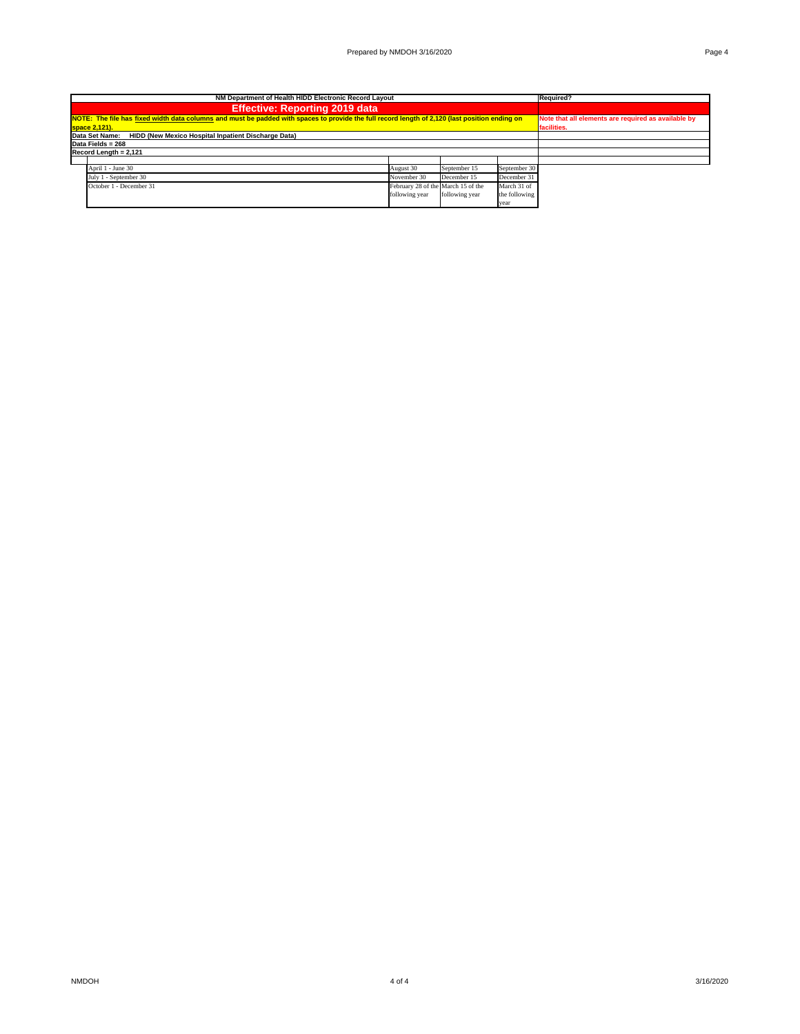| NM Department of Health HIDD Electronic Record Layout | | | | Required? |
|---|---|---|---|---|
| **Effective: Reporting 2019 data** | | | | |
| **NOTE: The file has fixed width data columns and must be padded with spaces to provide the full record length of 2,120 (last position ending on space 2,121).** | | | | **Note that all elements are required as available by facilities.** |
| **Data Set Name: HIDD (New Mexico Hospital Inpatient Discharge Data)** | | | | |
| **Data Fields = 268** | | | | |
| **Record Length = 2,121** | | | | |
| | | | | |
| April 1 - June 30 | August 30 | September 15 | September 30 | |
| July 1 - September 30 | November 30 | December 15 | December 31 | |
| October 1 - December 31 | February 28 of the following year | March 15 of the following year | March 31 of the following year | |